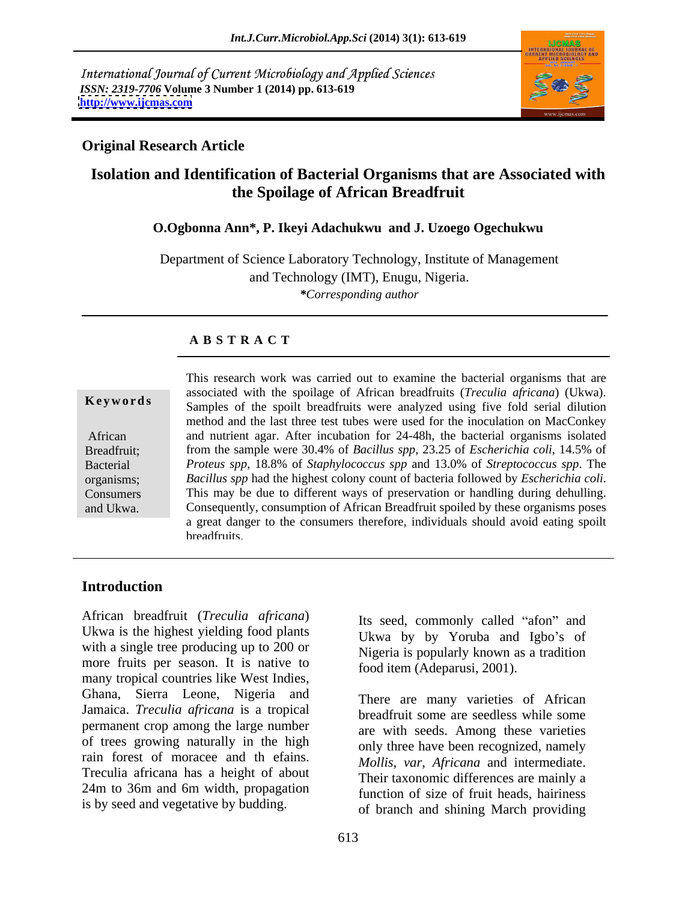International Journal of Current Microbiology and Applied Sciences
*ISSN: 2319-7706* **Volume 3 Number 1 (2014) pp. 613-619**
**http://www.ijcmas.com**

**Original Research Article**

# Isolation and Identification of Bacterial Organisms that are Associated with the Spoilage of African Breadfruit

**O.Ogbonna Ann*, P. Ikeyi Adachukwu and J. Uzoego Ogechukwu**

Department of Science Laboratory Technology, Institute of Management and Technology (IMT), Enugu, Nigeria.
**Corresponding author*

## A B S T R A C T

**Keywords**

African Breadfruit; Bacterial organisms; Consumers and Ukwa.

This research work was carried out to examine the bacterial organisms that are associated with the spoilage of African breadfruits (*Treculia africana*) (Ukwa). Samples of the spoilt breadfruits were analyzed using five fold serial dilution method and the last three test tubes were used for the inoculation on MacConkey and nutrient agar. After incubation for 24-48h, the bacterial organisms isolated from the sample were 30.4% of *Bacillus spp*, 23.25 of *Escherichia coli*, 14.5% of *Proteus spp*, 18.8% of *Staphylococcus spp* and 13.0% of *Streptococcus spp*. The *Bacillus spp* had the highest colony count of bacteria followed by *Escherichia coli*. This may be due to different ways of preservation or handling during dehulling. Consequently, consumption of African Breadfruit spoiled by these organisms poses a great danger to the consumers therefore, individuals should avoid eating spoilt breadfruits.

## Introduction

African breadfruit (*Treculia africana*) Ukwa is the highest yielding food plants with a single tree producing up to 200 or more fruits per season. It is native to many tropical countries like West Indies, Ghana, Sierra Leone, Nigeria and Jamaica. *Treculia africana* is a tropical permanent crop among the large number of trees growing naturally in the high rain forest of moracee and th efains. Treculia africana has a height of about 24m to 36m and 6m width, propagation is by seed and vegetative by budding.

Its seed, commonly called "afon" and Ukwa by by Yoruba and Igbo's of Nigeria is popularly known as a tradition food item (Adeparusi, 2001).

There are many varieties of African breadfruit some are seedless while some are with seeds. Among these varieties only three have been recognized, namely *Mollis*, *var*, *Africana* and intermediate. Their taxonomic differences are mainly a function of size of fruit heads, hairiness of branch and shining March providing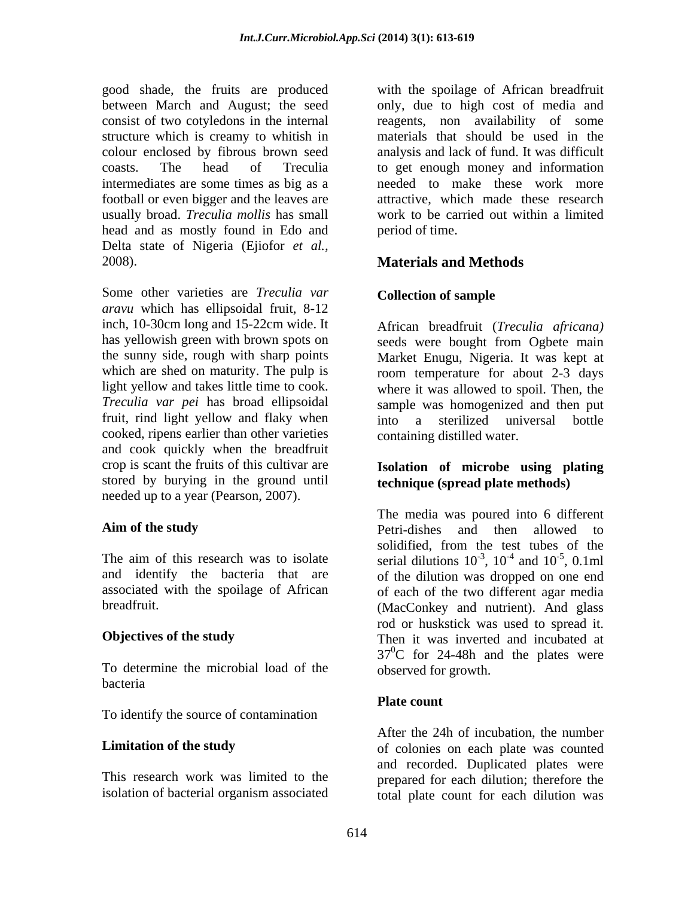good shade, the fruits are produced between March and August; the seed consist of two cotyledons in the internal structure which is creamy to whitish in colour enclosed by fibrous brown seed coasts. The head of Treculia intermediates are some times as big as a football or even bigger and the leaves are usually broad. *Treculia mollis* has small head and as mostly found in Edo and Delta state of Nigeria (Ejiofor *et al.,* 2008).

Some other varieties are *Treculia var aravu* which has ellipsoidal fruit, 8-12 inch, 10-30cm long and 15-22cm wide. It has yellowish green with brown spots on the sunny side, rough with sharp points which are shed on maturity. The pulp is light yellow and takes little time to cook. *Treculia var pei* has broad ellipsoidal fruit, rind light yellow and flaky when cooked, ripens earlier than other varieties and cook quickly when the breadfruit crop is scant the fruits of this cultivar are stored by burying in the ground until needed up to a year (Pearson, 2007).

**Aim of the study**

The aim of this research was to isolate and identify the bacteria that are associated with the spoilage of African breadfruit.

**Objectives of the study**

To determine the microbial load of the bacteria

To identify the source of contamination

**Limitation of the study**

This research work was limited to the isolation of bacterial organism associated with the spoilage of African breadfruit only, due to high cost of media and reagents, non availability of some materials that should be used in the analysis and lack of fund. It was difficult to get enough money and information needed to make these work more attractive, which made these research work to be carried out within a limited period of time.

## Materials and Methods

### Collection of sample

African breadfruit (*Treculia africana)* seeds were bought from Ogbete main Market Enugu, Nigeria. It was kept at room temperature for about 2-3 days where it was allowed to spoil. Then, the sample was homogenized and then put into a sterilized universal bottle containing distilled water.

### Isolation of microbe using plating technique (spread plate methods)

The media was poured into 6 different Petri-dishes and then allowed to solidified, from the test tubes of the serial dilutions $10^{-3}$, $10^{-4}$ and $10^{-5}$, 0.1ml of the dilution was dropped on one end of each of the two different agar media (MacConkey and nutrient). And glass rod or huskstick was used to spread it. Then it was inverted and incubated at $37^0$C for 24-48h and the plates were observed for growth.

### Plate count

After the 24h of incubation, the number of colonies on each plate was counted and recorded. Duplicated plates were prepared for each dilution; therefore the total plate count for each dilution was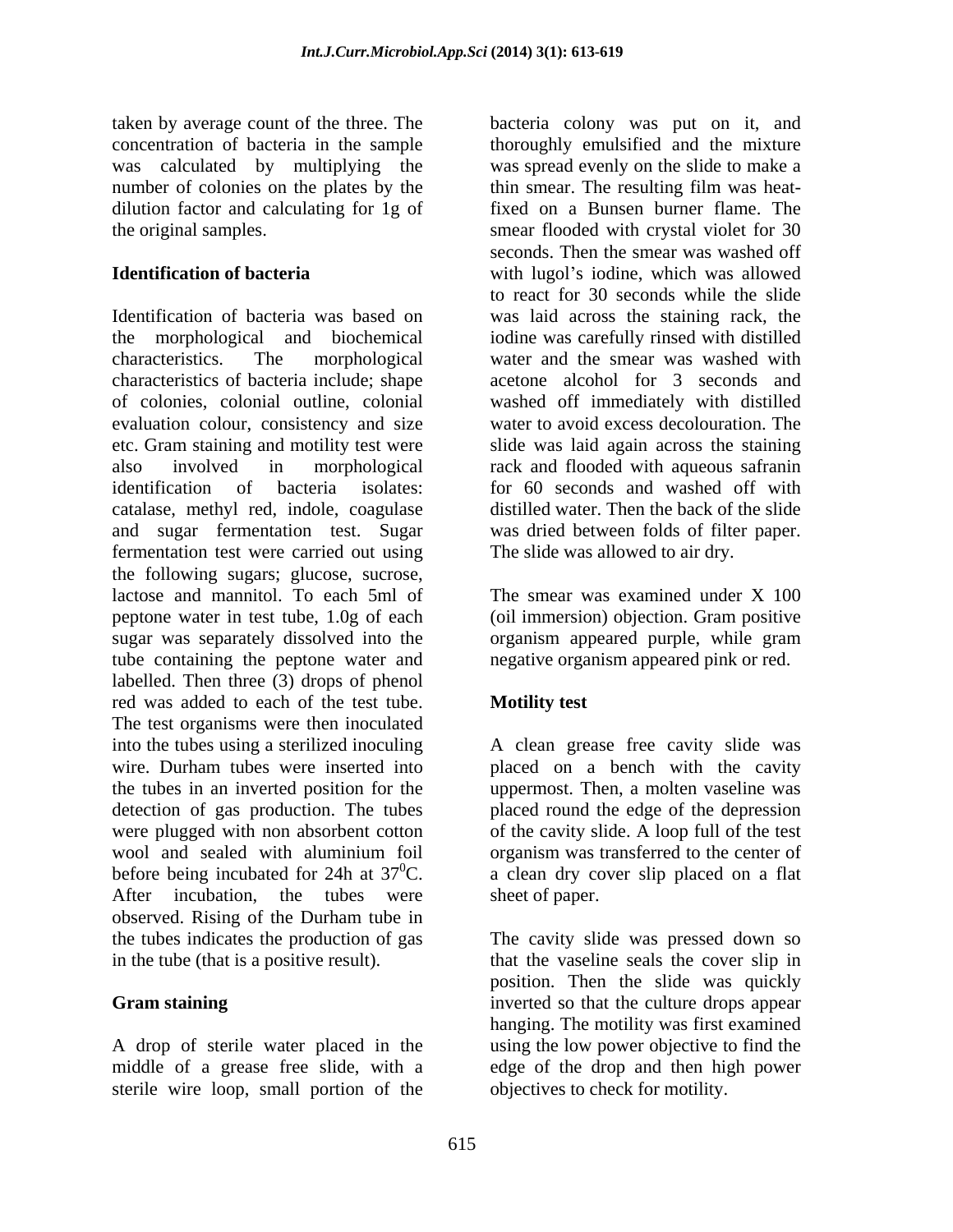taken by average count of the three. The concentration of bacteria in the sample was calculated by multiplying the number of colonies on the plates by the dilution factor and calculating for 1g of the original samples.

**Identification of bacteria**

Identification of bacteria was based on the morphological and biochemical characteristics. The morphological characteristics of bacteria include; shape of colonies, colonial outline, colonial evaluation colour, consistency and size etc. Gram staining and motility test were also involved in morphological identification of bacteria isolates: catalase, methyl red, indole, coagulase and sugar fermentation test. Sugar fermentation test were carried out using the following sugars; glucose, sucrose, lactose and mannitol. To each 5ml of peptone water in test tube, 1.0g of each sugar was separately dissolved into the tube containing the peptone water and labelled. Then three (3) drops of phenol red was added to each of the test tube. The test organisms were then inoculated into the tubes using a sterilized inoculing wire. Durham tubes were inserted into the tubes in an inverted position for the detection of gas production. The tubes were plugged with non absorbent cotton wool and sealed with aluminium foil before being incubated for 24h at $37^0$C. After incubation, the tubes were observed. Rising of the Durham tube in the tubes indicates the production of gas in the tube (that is a positive result).

**Gram staining**

A drop of sterile water placed in the middle of a grease free slide, with a sterile wire loop, small portion of the bacteria colony was put on it, and thoroughly emulsified and the mixture was spread evenly on the slide to make a thin smear. The resulting film was heat-fixed on a Bunsen burner flame. The smear flooded with crystal violet for 30 seconds. Then the smear was washed off with lugol's iodine, which was allowed to react for 30 seconds while the slide was laid across the staining rack, the iodine was carefully rinsed with distilled water and the smear was washed with acetone alcohol for 3 seconds and washed off immediately with distilled water to avoid excess decolouration. The slide was laid again across the staining rack and flooded with aqueous safranin for 60 seconds and washed off with distilled water. Then the back of the slide was dried between folds of filter paper. The slide was allowed to air dry.

The smear was examined under X 100 (oil immersion) objection. Gram positive organism appeared purple, while gram negative organism appeared pink or red.

**Motility test**

A clean grease free cavity slide was placed on a bench with the cavity uppermost. Then, a molten vaseline was placed round the edge of the depression of the cavity slide. A loop full of the test organism was transferred to the center of a clean dry cover slip placed on a flat sheet of paper.

The cavity slide was pressed down so that the vaseline seals the cover slip in position. Then the slide was quickly inverted so that the culture drops appear hanging. The motility was first examined using the low power objective to find the edge of the drop and then high power objectives to check for motility.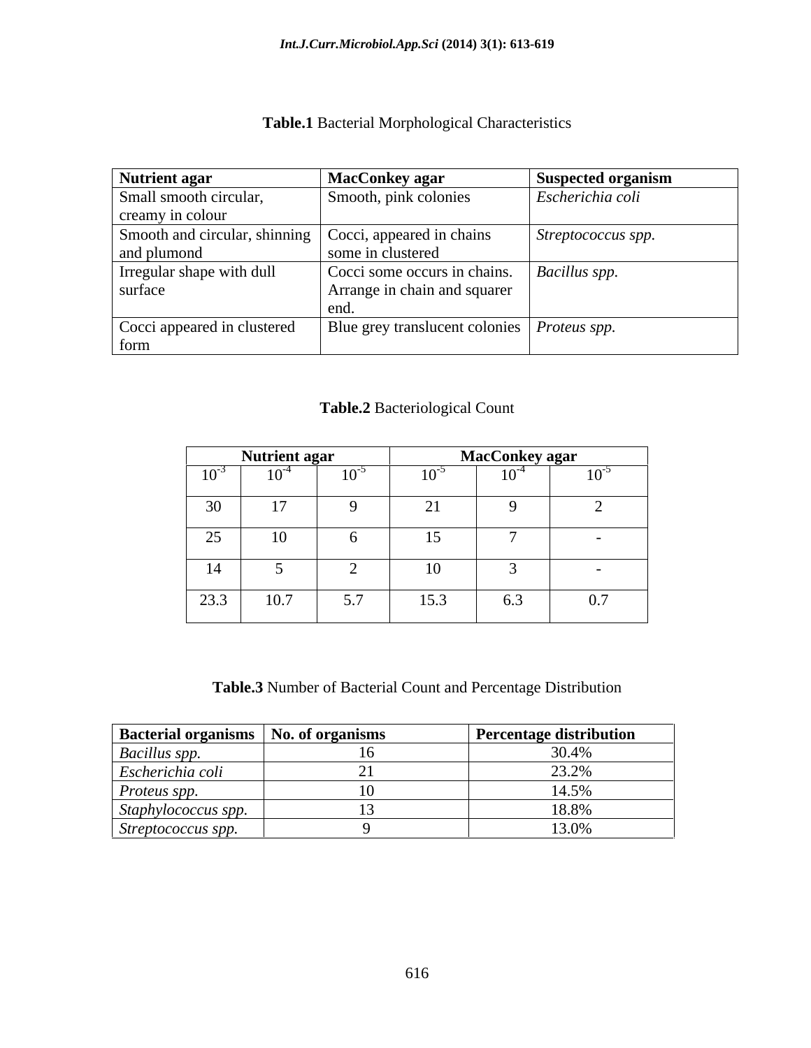**Table.1** Bacterial Morphological Characteristics

| Nutrient agar | MacConkey agar | Suspected organism |
|---|---|---|
| Small smooth circular, creamy in colour | Smooth, pink colonies | *Escherichia coli* |
| Smooth and circular, shinning and plumond | Cocci, appeared in chains some in clustered | *Streptococcus spp.* |
| Irregular shape with dull surface | Cocci some occurs in chains. Arrange in chain and squarer end. | *Bacillus spp.* |
| Cocci appeared in clustered form | Blue grey translucent colonies | *Proteus spp.* |

**Table.2** Bacteriological Count

| Nutrient agar | | | MacConkey agar | | |
|---|---|---|---|---|---|
| $10^{-3}$ | $10^{-4}$ | $10^{-5}$ | $10^{-5}$ | $10^{-4}$ | $10^{-5}$ |
| 30 | 17 | 9 | 21 | 9 | 2 |
| 25 | 10 | 6 | 15 | 7 | - |
| 14 | 5 | 2 | 10 | 3 | - |
| 23.3 | 10.7 | 5.7 | 15.3 | 6.3 | 0.7 |

**Table.3** Number of Bacterial Count and Percentage Distribution

| Bacterial organisms | No. of organisms | Percentage distribution |
|---|---|---|
| *Bacillus spp.* | 16 | 30.4% |
| *Escherichia coli* | 21 | 23.2% |
| *Proteus spp.* | 10 | 14.5% |
| *Staphylococcus spp.* | 13 | 18.8% |
| *Streptococcus spp.* | 9 | 13.0% |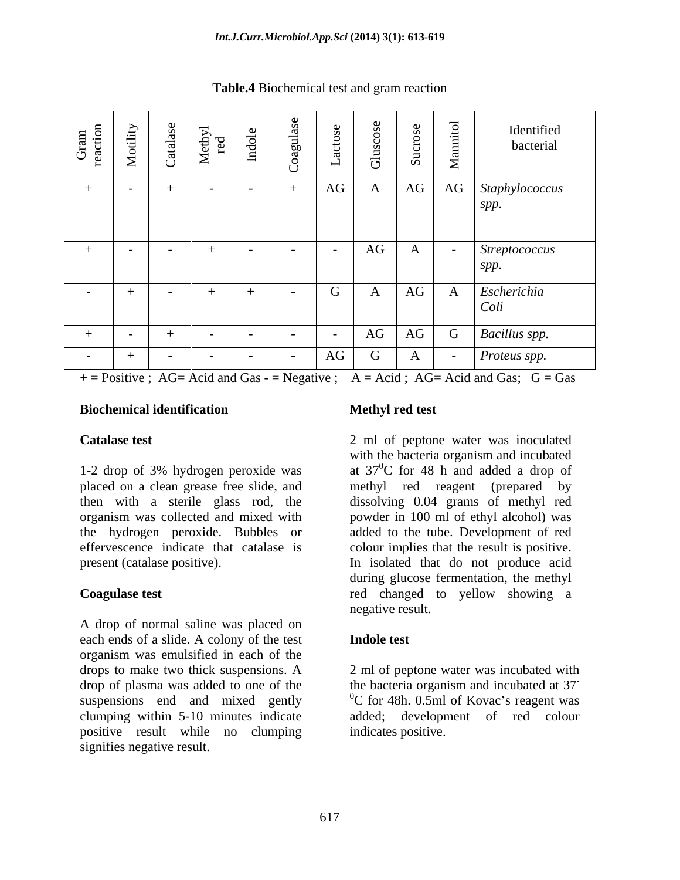**Table.4** Biochemical test and gram reaction

| Gram reaction | Motility | Catalase | Methyl red | Indole | Coagulase | Lactose | Gluscose | Sucrose | Mannitol | Identified bacterial |
|---|---|---|---|---|---|---|---|---|---|---|
| + | - | + | - | - | + | AG | A | AG | AG | *Staphylococcus spp.* |
| + | - | - | + | - | - | - | AG | A | - | *Streptococcus spp.* |
| - | + | - | + | + | - | G | A | AG | A | *Escherichia Coli* |
| + | - | + | - | - | - | - | AG | AG | G | *Bacillus spp.* |
| - | + | - | - | - | - | AG | G | A | - | *Proteus spp.* |

+ = Positive ; AG= Acid and Gas - = Negative ; A = Acid ; AG= Acid and Gas; G = Gas

### Biochemical identification

#### Catalase test

1-2 drop of 3% hydrogen peroxide was placed on a clean grease free slide, and then with a sterile glass rod, the organism was collected and mixed with the hydrogen peroxide. Bubbles or effervescence indicate that catalase is present (catalase positive).

#### Coagulase test

A drop of normal saline was placed on each ends of a slide. A colony of the test organism was emulsified in each of the drops to make two thick suspensions. A drop of plasma was added to one of the suspensions end and mixed gently clumping within 5-10 minutes indicate positive result while no clumping signifies negative result.

#### Methyl red test

2 ml of peptone water was inoculated with the bacteria organism and incubated at $37^0$C for 48 h and added a drop of methyl red reagent (prepared by dissolving 0.04 grams of methyl red powder in 100 ml of ethyl alcohol) was added to the tube. Development of red colour implies that the result is positive. In isolated that do not produce acid during glucose fermentation, the methyl red changed to yellow showing a negative result.

#### Indole test

2 ml of peptone water was incubated with the bacteria organism and incubated at $37^{-}$ $^0$C for 48h. 0.5ml of Kovac's reagent was added; development of red colour indicates positive.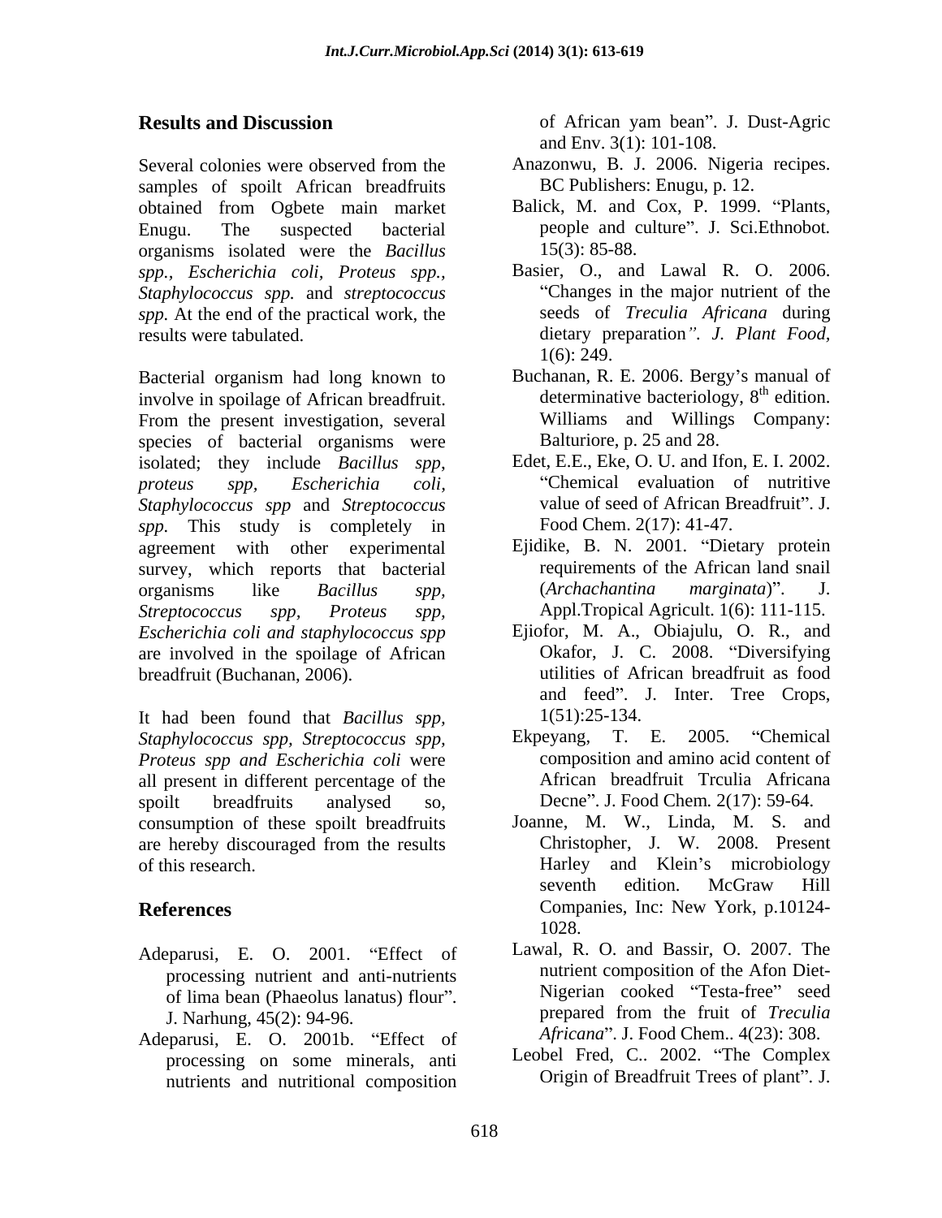## Results and Discussion

Several colonies were observed from the samples of spoilt African breadfruits obtained from Ogbete main market Enugu. The suspected bacterial organisms isolated were the *Bacillus spp., Escherichia coli, Proteus spp., Staphylococcus spp.* and *streptococcus spp.* At the end of the practical work, the results were tabulated.

Bacterial organism had long known to involve in spoilage of African breadfruit. From the present investigation, several species of bacterial organisms were isolated; they include *Bacillus spp, proteus spp, Escherichia coli, Staphylococcus spp* and *Streptococcus spp.* This study is completely in agreement with other experimental survey, which reports that bacterial organisms like *Bacillus spp, Streptococcus spp, Proteus spp, Escherichia coli and staphylococcus spp* are involved in the spoilage of African breadfruit (Buchanan, 2006).

It had been found that *Bacillus spp, Staphylococcus spp, Streptococcus spp, Proteus spp and Escherichia coli* were all present in different percentage of the spoilt breadfruits analysed so, consumption of these spoilt breadfruits are hereby discouraged from the results of this research.

## References

Adeparusi, E. O. 2001. "Effect of processing nutrient and anti-nutrients of lima bean (Phaeolus lanatus) flour". J. Narhung, 45(2): 94-96.

Adeparusi, E. O. 2001b. "Effect of processing on some minerals, anti nutrients and nutritional composition of African yam bean". J. Dust-Agric and Env. 3(1): 101-108.

Anazonwu, B. J. 2006. Nigeria recipes. BC Publishers: Enugu, p. 12.

Balick, M. and Cox, P. 1999. "Plants, people and culture". J. Sci.Ethnobot. 15(3): 85-88.

Basier, O., and Lawal R. O. 2006. "Changes in the major nutrient of the seeds of *Treculia Africana* during dietary preparation*". J. Plant Food,* 1(6): 249.

Buchanan, R. E. 2006. Bergy's manual of determinative bacteriology, 8th edition. Williams and Willings Company: Balturiore, p. 25 and 28.

Edet, E.E., Eke, O. U. and Ifon, E. I. 2002. "Chemical evaluation of nutritive value of seed of African Breadfruit". J. Food Chem. 2(17): 41-47.

Ejidike, B. N. 2001. "Dietary protein requirements of the African land snail (*Archachantina marginata*)". J. Appl.Tropical Agricult. 1(6): 111-115.

Ejiofor, M. A., Obiajulu, O. R., and Okafor, J. C. 2008. "Diversifying utilities of African breadfruit as food and feed". J. Inter. Tree Crops, 1(51):25-134.

Ekpeyang, T. E. 2005. "Chemical composition and amino acid content of African breadfruit Trculia Africana Decne". J. Food Chem*.* 2(17): 59-64.

Joanne, M. W., Linda, M. S. and Christopher, J. W. 2008. Present Harley and Klein's microbiology seventh edition. McGraw Hill Companies, Inc: New York, p.10124-1028.

Lawal, R. O. and Bassir, O. 2007. The nutrient composition of the Afon Diet-Nigerian cooked "Testa-free" seed prepared from the fruit of *Treculia Africana*". J. Food Chem.. 4(23): 308.

Leobel Fred, C.. 2002. "The Complex Origin of Breadfruit Trees of plant". J.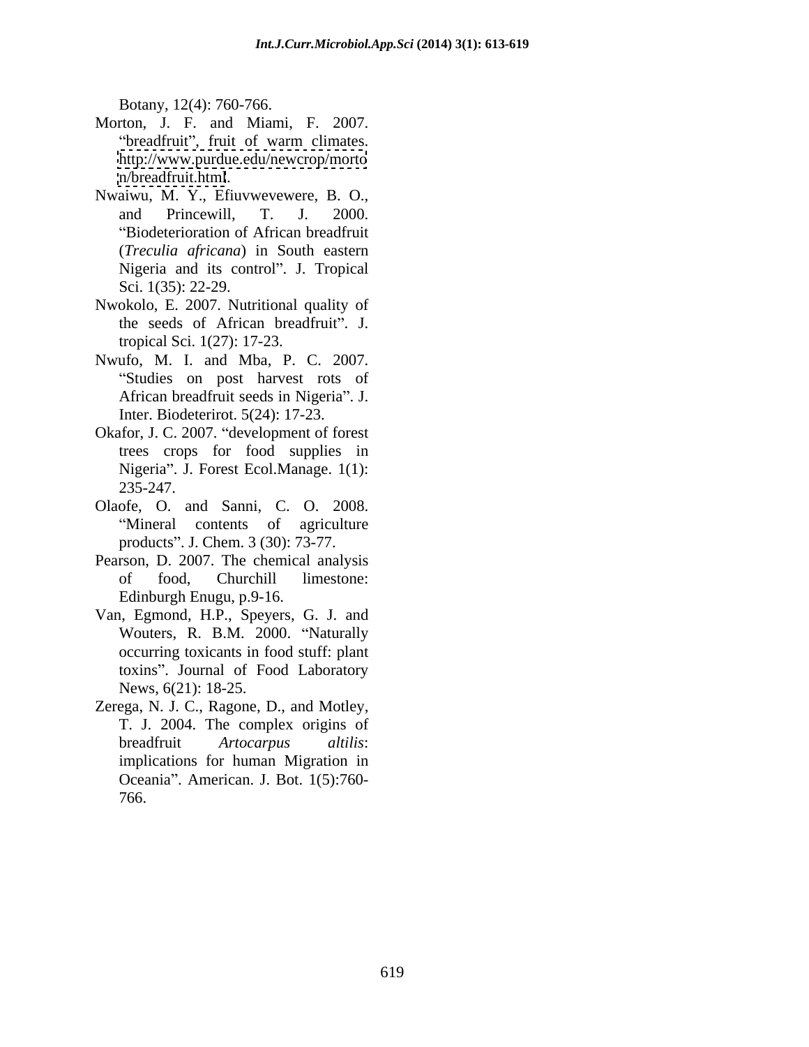Botany, 12(4): 760-766.

Morton, J. F. and Miami, F. 2007. "breadfruit", fruit of warm climates. http://www.purdue.edu/newcrop/morton/breadfruit.html.

Nwaiwu, M. Y., Efiuvwevewere, B. O., and Princewill, T. J. 2000. "Biodeterioration of African breadfruit (*Treculia africana*) in South eastern Nigeria and its control". J. Tropical Sci. 1(35): 22-29.

Nwokolo, E. 2007. Nutritional quality of the seeds of African breadfruit". J. tropical Sci. 1(27): 17-23.

Nwufo, M. I. and Mba, P. C. 2007. "Studies on post harvest rots of African breadfruit seeds in Nigeria". J. Inter. Biodeterirot. 5(24): 17-23.

Okafor, J. C. 2007. "development of forest trees crops for food supplies in Nigeria". J. Forest Ecol.Manage. 1(1): 235-247.

Olaofe, O. and Sanni, C. O. 2008. "Mineral contents of agriculture products". J. Chem. 3 (30): 73-77.

Pearson, D. 2007. The chemical analysis of food, Churchill limestone: Edinburgh Enugu, p.9-16.

Van, Egmond, H.P., Speyers, G. J. and Wouters, R. B.M. 2000. "Naturally occurring toxicants in food stuff: plant toxins". Journal of Food Laboratory News, 6(21): 18-25.

Zerega, N. J. C., Ragone, D., and Motley, T. J. 2004. The complex origins of breadfruit *Artocarpus altilis*: implications for human Migration in Oceania". American. J. Bot. 1(5):760-766.